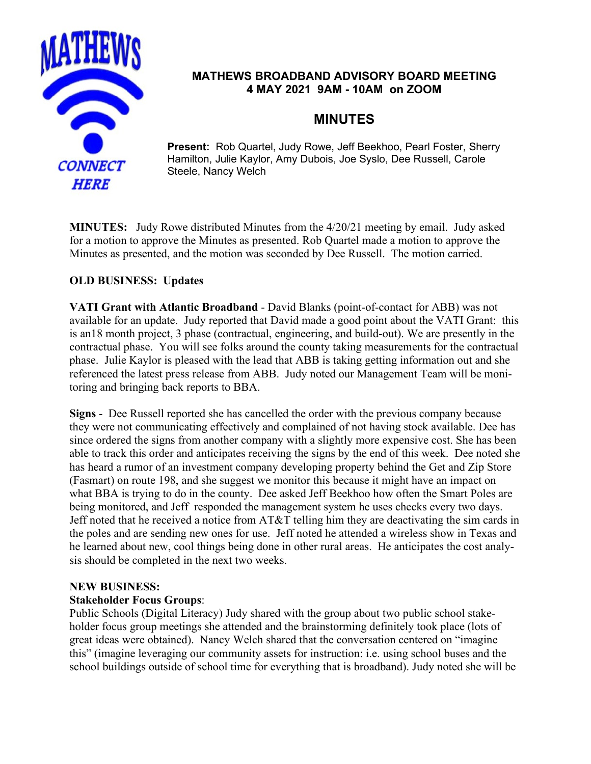# MATHEWS BROADBAND ADVISORY BOARD MEETING
## 4 MAY 2021 9AM - 10AM on ZOOM

## MINUTES

**Present:** Rob Quartel, Judy Rowe, Jeff Beekhoo, Pearl Foster, Sherry Hamilton, Julie Kaylor, Amy Dubois, Joe Syslo, Dee Russell, Carole Steele, Nancy Welch

**MINUTES:** Judy Rowe distributed Minutes from the 4/20/21 meeting by email. Judy asked for a motion to approve the Minutes as presented. Rob Quartel made a motion to approve the Minutes as presented, and the motion was seconded by Dee Russell. The motion carried.

**OLD BUSINESS: Updates**

**VATI Grant with Atlantic Broadband** - David Blanks (point-of-contact for ABB) was not available for an update. Judy reported that David made a good point about the VATI Grant: this is an18 month project, 3 phase (contractual, engineering, and build-out). We are presently in the contractual phase. You will see folks around the county taking measurements for the contractual phase. Julie Kaylor is pleased with the lead that ABB is taking getting information out and she referenced the latest press release from ABB. Judy noted our Management Team will be monitoring and bringing back reports to BBA.

**Signs** - Dee Russell reported she has cancelled the order with the previous company because they were not communicating effectively and complained of not having stock available. Dee has since ordered the signs from another company with a slightly more expensive cost. She has been able to track this order and anticipates receiving the signs by the end of this week. Dee noted she has heard a rumor of an investment company developing property behind the Get and Zip Store (Fasmart) on route 198, and she suggest we monitor this because it might have an impact on what BBA is trying to do in the county. Dee asked Jeff Beekhoo how often the Smart Poles are being monitored, and Jeff responded the management system he uses checks every two days. Jeff noted that he received a notice from AT&T telling him they are deactivating the sim cards in the poles and are sending new ones for use. Jeff noted he attended a wireless show in Texas and he learned about new, cool things being done in other rural areas. He anticipates the cost analysis should be completed in the next two weeks.

**NEW BUSINESS:**

**Stakeholder Focus Groups**:

Public Schools (Digital Literacy) Judy shared with the group about two public school stakeholder focus group meetings she attended and the brainstorming definitely took place (lots of great ideas were obtained). Nancy Welch shared that the conversation centered on "imagine this" (imagine leveraging our community assets for instruction: i.e. using school buses and the school buildings outside of school time for everything that is broadband). Judy noted she will be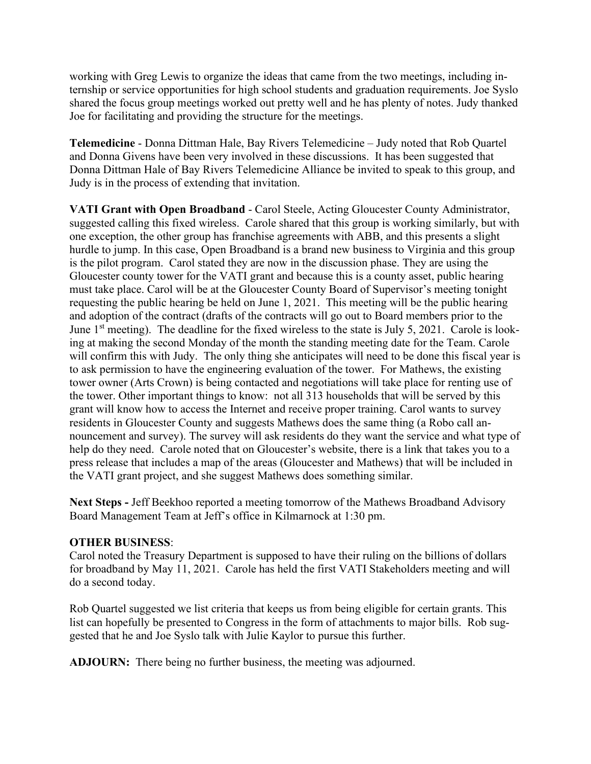working with Greg Lewis to organize the ideas that came from the two meetings, including internship or service opportunities for high school students and graduation requirements. Joe Syslo shared the focus group meetings worked out pretty well and he has plenty of notes. Judy thanked Joe for facilitating and providing the structure for the meetings.

**Telemedicine** - Donna Dittman Hale, Bay Rivers Telemedicine – Judy noted that Rob Quartel and Donna Givens have been very involved in these discussions. It has been suggested that Donna Dittman Hale of Bay Rivers Telemedicine Alliance be invited to speak to this group, and Judy is in the process of extending that invitation.

**VATI Grant with Open Broadband** - Carol Steele, Acting Gloucester County Administrator, suggested calling this fixed wireless. Carole shared that this group is working similarly, but with one exception, the other group has franchise agreements with ABB, and this presents a slight hurdle to jump. In this case, Open Broadband is a brand new business to Virginia and this group is the pilot program. Carol stated they are now in the discussion phase. They are using the Gloucester county tower for the VATI grant and because this is a county asset, public hearing must take place. Carol will be at the Gloucester County Board of Supervisor's meeting tonight requesting the public hearing be held on June 1, 2021. This meeting will be the public hearing and adoption of the contract (drafts of the contracts will go out to Board members prior to the June 1st meeting). The deadline for the fixed wireless to the state is July 5, 2021. Carole is looking at making the second Monday of the month the standing meeting date for the Team. Carole will confirm this with Judy. The only thing she anticipates will need to be done this fiscal year is to ask permission to have the engineering evaluation of the tower. For Mathews, the existing tower owner (Arts Crown) is being contacted and negotiations will take place for renting use of the tower. Other important things to know: not all 313 households that will be served by this grant will know how to access the Internet and receive proper training. Carol wants to survey residents in Gloucester County and suggests Mathews does the same thing (a Robo call announcement and survey). The survey will ask residents do they want the service and what type of help do they need. Carole noted that on Gloucester's website, there is a link that takes you to a press release that includes a map of the areas (Gloucester and Mathews) that will be included in the VATI grant project, and she suggest Mathews does something similar.

**Next Steps -** Jeff Beekhoo reported a meeting tomorrow of the Mathews Broadband Advisory Board Management Team at Jeff's office in Kilmarnock at 1:30 pm.

**OTHER BUSINESS**:

Carol noted the Treasury Department is supposed to have their ruling on the billions of dollars for broadband by May 11, 2021. Carole has held the first VATI Stakeholders meeting and will do a second today.

Rob Quartel suggested we list criteria that keeps us from being eligible for certain grants. This list can hopefully be presented to Congress in the form of attachments to major bills. Rob suggested that he and Joe Syslo talk with Julie Kaylor to pursue this further.

**ADJOURN:** There being no further business, the meeting was adjourned.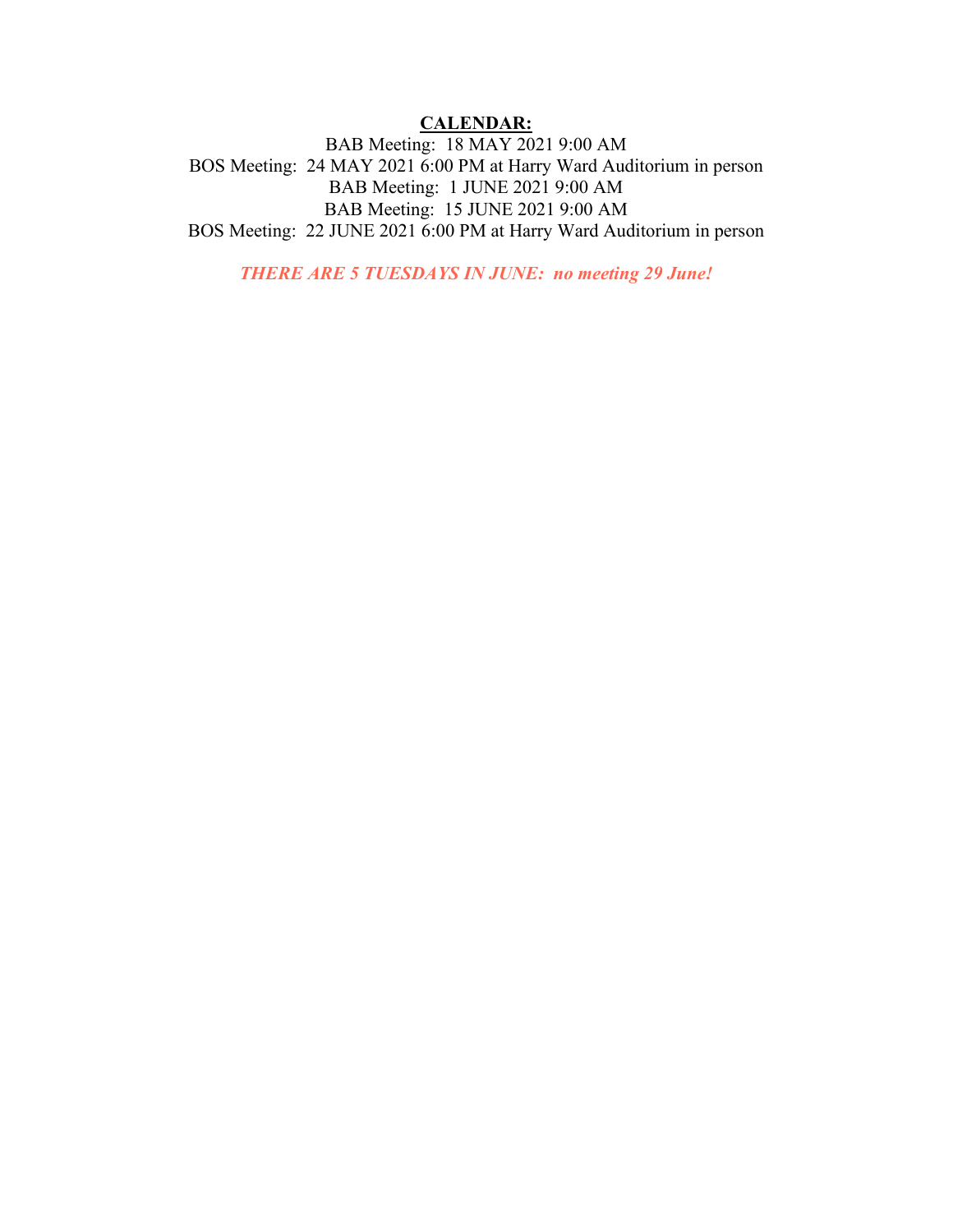**CALENDAR:**

BAB Meeting:  18 MAY 2021 9:00 AM
BOS Meeting:  24 MAY 2021 6:00 PM at Harry Ward Auditorium in person
BAB Meeting:  1 JUNE 2021 9:00 AM
BAB Meeting:  15 JUNE 2021 9:00 AM
BOS Meeting:  22 JUNE 2021 6:00 PM at Harry Ward Auditorium in person

***THERE ARE 5 TUESDAYS IN JUNE:  no meeting 29 June!***